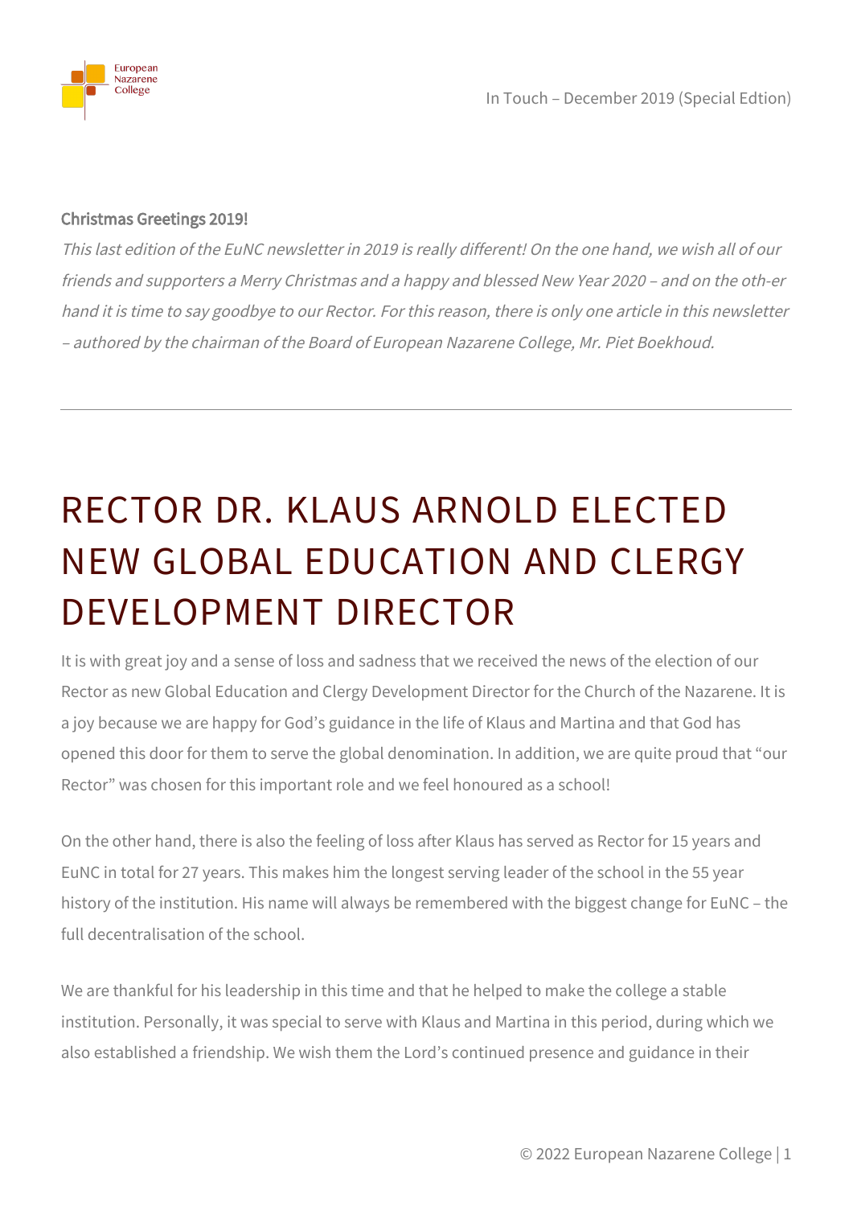**Christmas Greetings 2019!**

*This last edition of the EuNC newsletter in 2019 is really different! On the one hand, we wish all of our friends and supporters a Merry Christmas and a happy and blessed New Year 2020 – and on the oth-er hand it is time to say goodbye to our Rector. For this reason, there is only one article in this newsletter – authored by the chairman of the Board of European Nazarene College, Mr. Piet Boekhoud.*

---

# RECTOR DR. KLAUS ARNOLD ELECTED NEW GLOBAL EDUCATION AND CLERGY DEVELOPMENT DIRECTOR

It is with great joy and a sense of loss and sadness that we received the news of the election of our Rector as new Global Education and Clergy Development Director for the Church of the Nazarene. It is a joy because we are happy for God's guidance in the life of Klaus and Martina and that God has opened this door for them to serve the global denomination. In addition, we are quite proud that "our Rector" was chosen for this important role and we feel honoured as a school!

On the other hand, there is also the feeling of loss after Klaus has served as Rector for 15 years and EuNC in total for 27 years. This makes him the longest serving leader of the school in the 55 year history of the institution. His name will always be remembered with the biggest change for EuNC – the full decentralisation of the school.

We are thankful for his leadership in this time and that he helped to make the college a stable institution. Personally, it was special to serve with Klaus and Martina in this period, during which we also established a friendship. We wish them the Lord's continued presence and guidance in their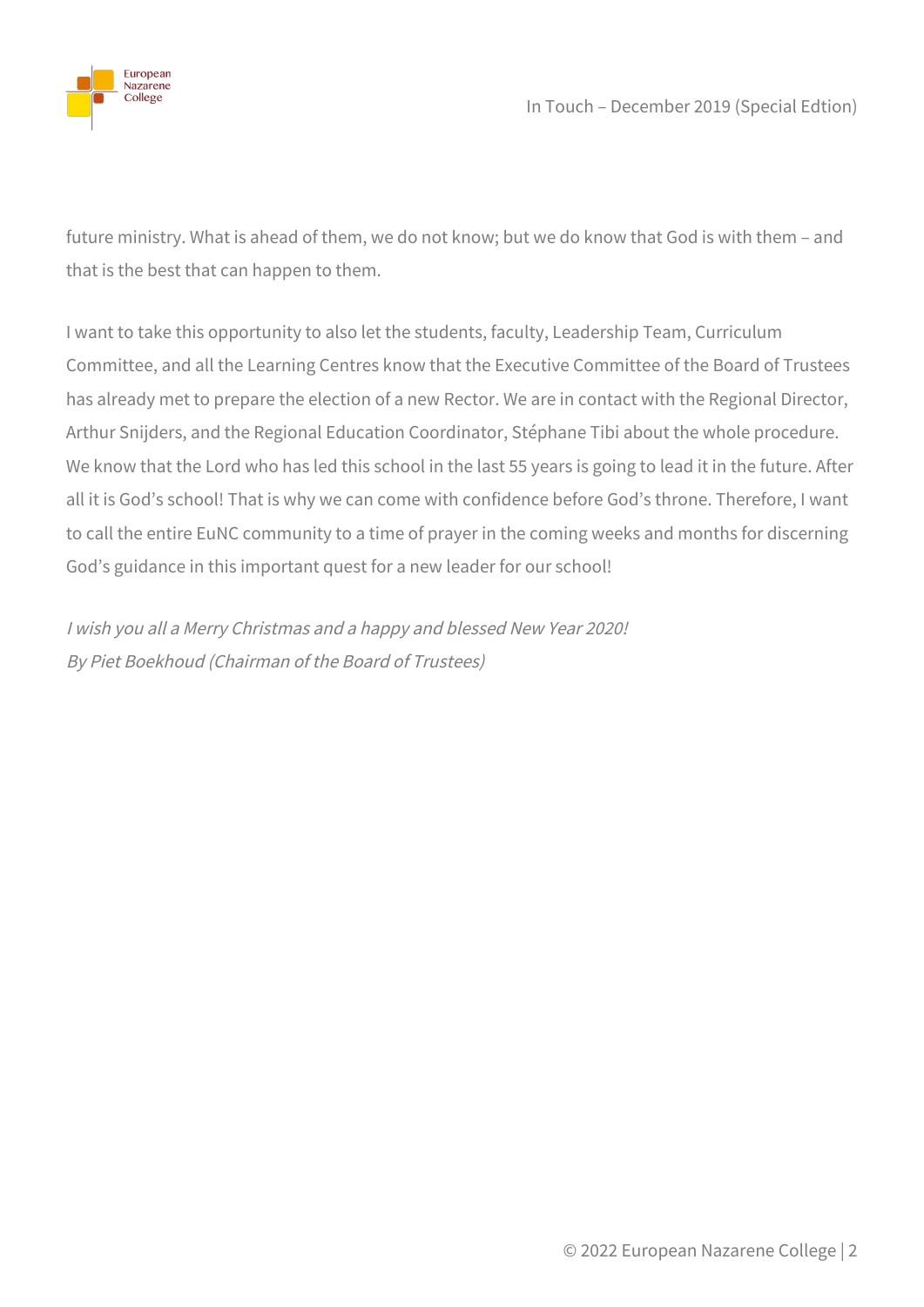future ministry. What is ahead of them, we do not know; but we do know that God is with them – and that is the best that can happen to them.

I want to take this opportunity to also let the students, faculty, Leadership Team, Curriculum Committee, and all the Learning Centres know that the Executive Committee of the Board of Trustees has already met to prepare the election of a new Rector. We are in contact with the Regional Director, Arthur Snijders, and the Regional Education Coordinator, Stéphane Tibi about the whole procedure. We know that the Lord who has led this school in the last 55 years is going to lead it in the future. After all it is God's school! That is why we can come with confidence before God's throne. Therefore, I want to call the entire EuNC community to a time of prayer in the coming weeks and months for discerning God's guidance in this important quest for a new leader for our school!

*I wish you all a Merry Christmas and a happy and blessed New Year 2020!*
*By Piet Boekhoud (Chairman of the Board of Trustees)*